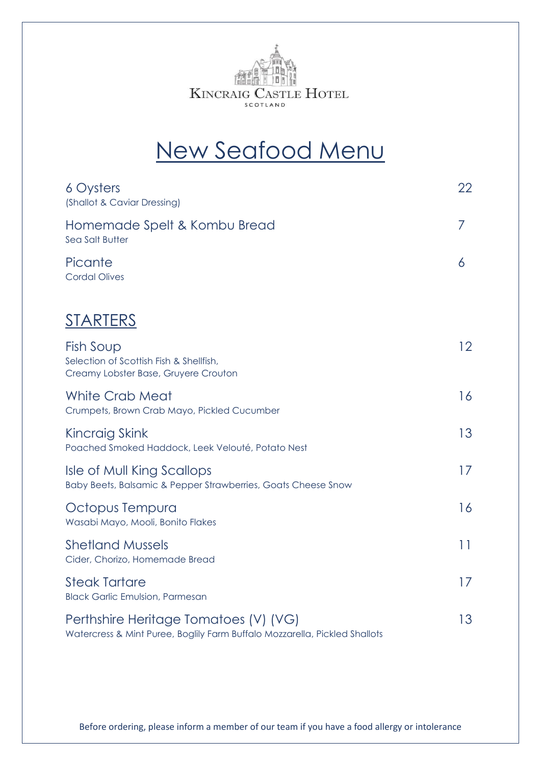Kincraig Castle Hotel
Scotland

# New Seafood Menu

6 Oysters — 22
(Shallot & Caviar Dressing)

Homemade Spelt & Kombu Bread — 7
Sea Salt Butter

Picante — 6
Cordal Olives

## STARTERS

Fish Soup — 12
Selection of Scottish Fish & Shellfish,
Creamy Lobster Base, Gruyere Crouton

White Crab Meat — 16
Crumpets, Brown Crab Mayo, Pickled Cucumber

Kincraig Skink — 13
Poached Smoked Haddock, Leek Velouté, Potato Nest

Isle of Mull King Scallops — 17
Baby Beets, Balsamic & Pepper Strawberries, Goats Cheese Snow

Octopus Tempura — 16
Wasabi Mayo, Mooli, Bonito Flakes

Shetland Mussels — 11
Cider, Chorizo, Homemade Bread

Steak Tartare — 17
Black Garlic Emulsion, Parmesan

Perthshire Heritage Tomatoes (V) (VG) — 13
Watercress & Mint Puree, Boglily Farm Buffalo Mozzarella, Pickled Shallots

Before ordering, please inform a member of our team if you have a food allergy or intolerance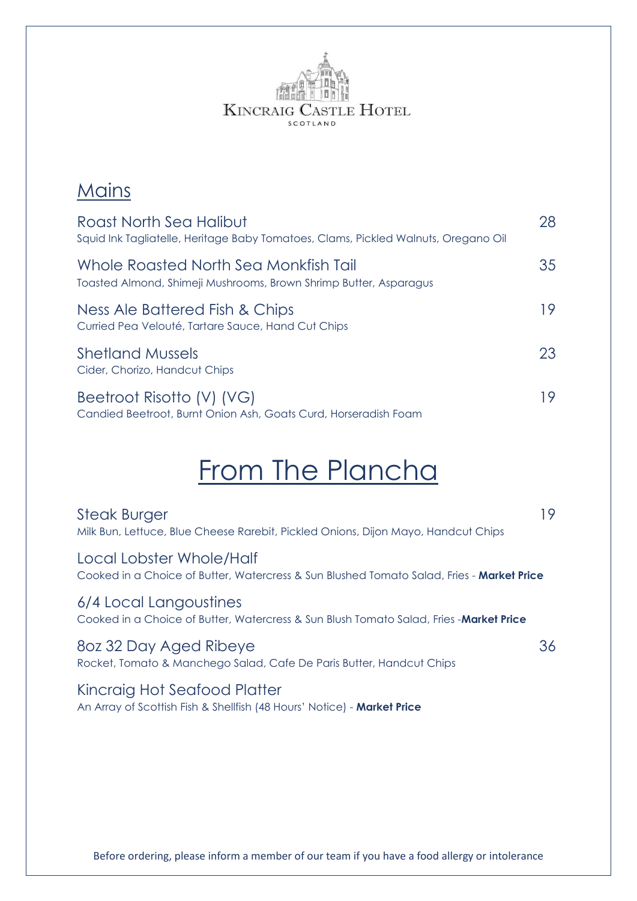KINCRAIG CASTLE HOTEL
SCOTLAND

## Mains

**Roast North Sea Halibut** — 28
Squid Ink Tagliatelle, Heritage Baby Tomatoes, Clams, Pickled Walnuts, Oregano Oil

**Whole Roasted North Sea Monkfish Tail** — 35
Toasted Almond, Shimeji Mushrooms, Brown Shrimp Butter, Asparagus

**Ness Ale Battered Fish & Chips** — 19
Curried Pea Velouté, Tartare Sauce, Hand Cut Chips

**Shetland Mussels** — 23
Cider, Chorizo, Handcut Chips

**Beetroot Risotto (V) (VG)** — 19
Candied Beetroot, Burnt Onion Ash, Goats Curd, Horseradish Foam

# From The Plancha

**Steak Burger** — 19
Milk Bun, Lettuce, Blue Cheese Rarebit, Pickled Onions, Dijon Mayo, Handcut Chips

**Local Lobster Whole/Half**
Cooked in a Choice of Butter, Watercress & Sun Blushed Tomato Salad, Fries - **Market Price**

**6/4 Local Langoustines**
Cooked in a Choice of Butter, Watercress & Sun Blush Tomato Salad, Fries -**Market Price**

**8oz 32 Day Aged Ribeye** — 36
Rocket, Tomato & Manchego Salad, Cafe De Paris Butter, Handcut Chips

**Kincraig Hot Seafood Platter**
An Array of Scottish Fish & Shellfish (48 Hours' Notice) - **Market Price**

Before ordering, please inform a member of our team if you have a food allergy or intolerance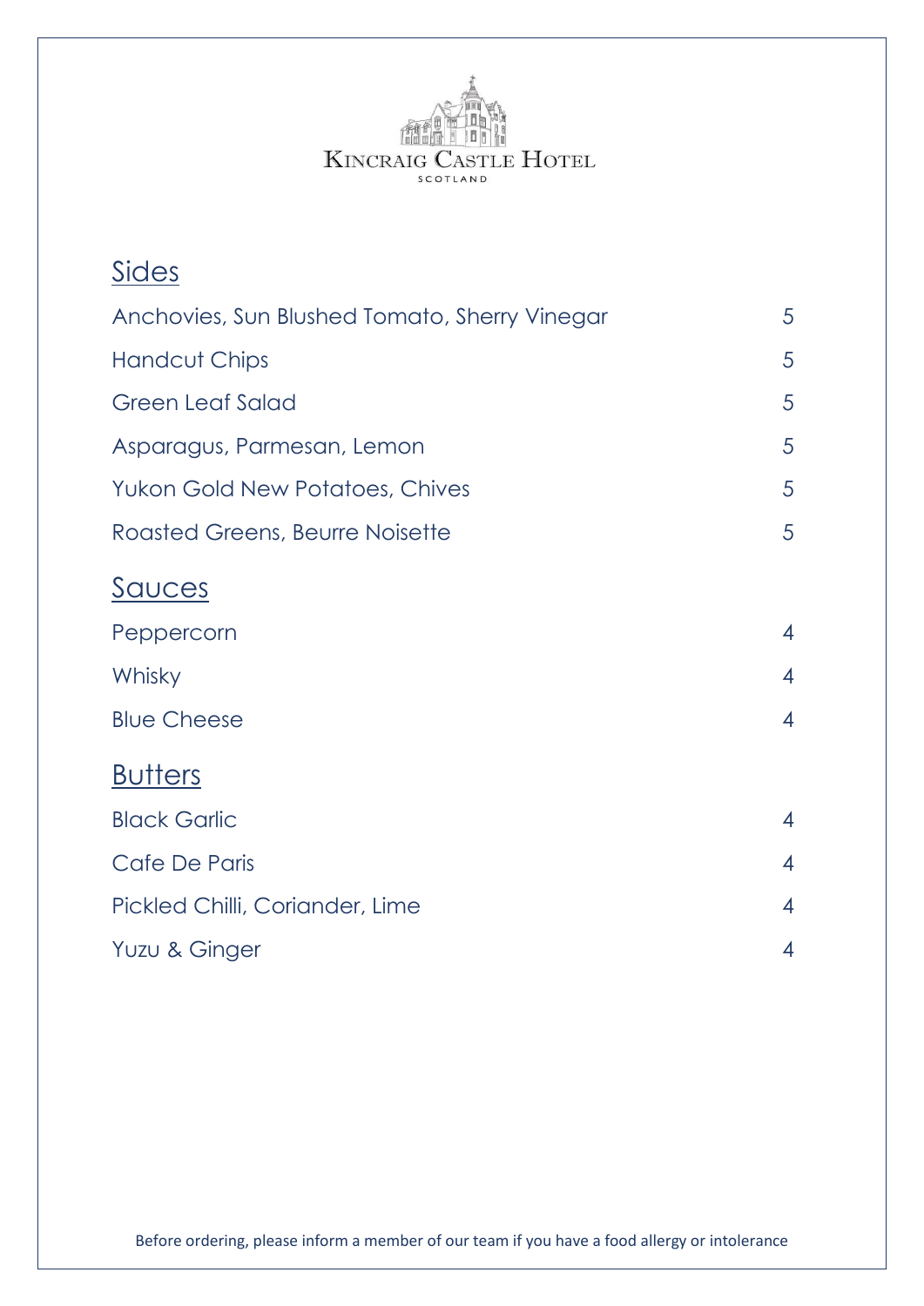Kincraig Castle Hotel
Scotland

## Sides

| | |
|---|---|
| Anchovies, Sun Blushed Tomato, Sherry Vinegar | 5 |
| Handcut Chips | 5 |
| Green Leaf Salad | 5 |
| Asparagus, Parmesan, Lemon | 5 |
| Yukon Gold New Potatoes, Chives | 5 |
| Roasted Greens, Beurre Noisette | 5 |

## Sauces

| | |
|---|---|
| Peppercorn | 4 |
| Whisky | 4 |
| Blue Cheese | 4 |

## Butters

| | |
|---|---|
| Black Garlic | 4 |
| Cafe De Paris | 4 |
| Pickled Chilli, Coriander, Lime | 4 |
| Yuzu & Ginger | 4 |

Before ordering, please inform a member of our team if you have a food allergy or intolerance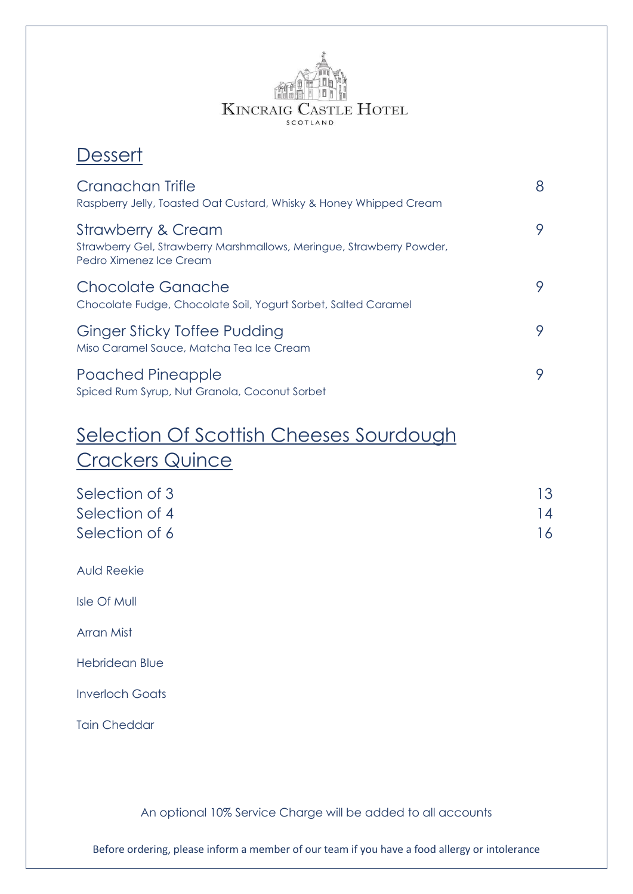KINCRAIG CASTLE HOTEL
SCOTLAND

## Dessert

**Cranachan Trifle** — 8
Raspberry Jelly, Toasted Oat Custard, Whisky & Honey Whipped Cream

**Strawberry & Cream** — 9
Strawberry Gel, Strawberry Marshmallows, Meringue, Strawberry Powder, Pedro Ximenez Ice Cream

**Chocolate Ganache** — 9
Chocolate Fudge, Chocolate Soil, Yogurt Sorbet, Salted Caramel

**Ginger Sticky Toffee Pudding** — 9
Miso Caramel Sauce, Matcha Tea Ice Cream

**Poached Pineapple** — 9
Spiced Rum Syrup, Nut Granola, Coconut Sorbet

## Selection Of Scottish Cheeses Sourdough Crackers Quince

| | |
|---|---|
| Selection of 3 | 13 |
| Selection of 4 | 14 |
| Selection of 6 | 16 |

Auld Reekie

Isle Of Mull

Arran Mist

Hebridean Blue

Inverloch Goats

Tain Cheddar

An optional 10% Service Charge will be added to all accounts

Before ordering, please inform a member of our team if you have a food allergy or intolerance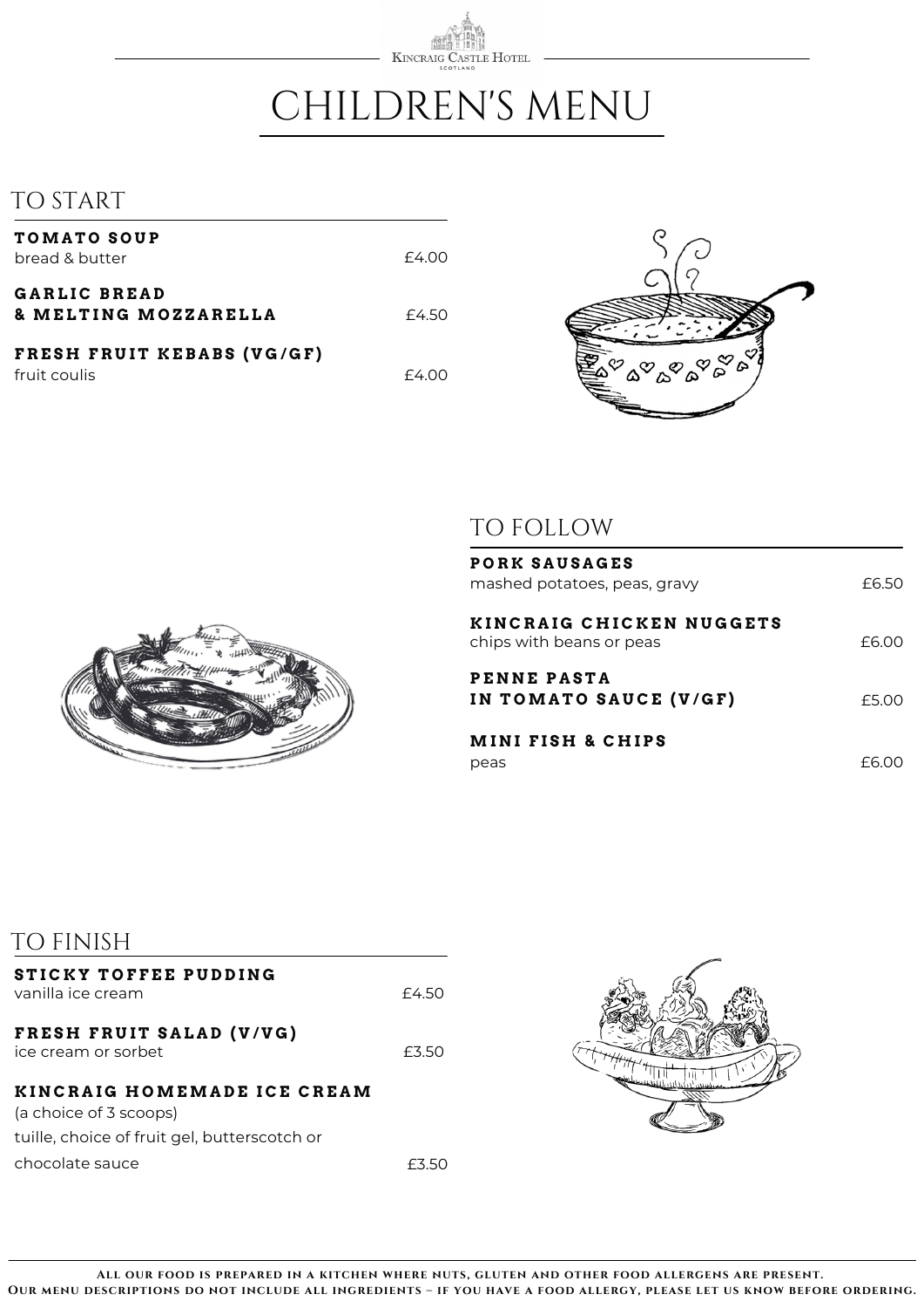Kincraig Castle Hotel
Scotland

# CHILDREN'S MENU

## TO START

**TOMATO SOUP**
bread & butter — £4.00

**GARLIC BREAD & MELTING MOZZARELLA** — £4.50

**FRESH FRUIT KEBABS (VG/GF)**
fruit coulis — £4.00

## TO FOLLOW

**PORK SAUSAGES**
mashed potatoes, peas, gravy — £6.50

**KINCRAIG CHICKEN NUGGETS**
chips with beans or peas — £6.00

**PENNE PASTA IN TOMATO SAUCE (V/GF)** — £5.00

**MINI FISH & CHIPS**
peas — £6.00

## TO FINISH

**STICKY TOFFEE PUDDING**
vanilla ice cream — £4.50

**FRESH FRUIT SALAD (V/VG)**
ice cream or sorbet — £3.50

**KINCRAIG HOMEMADE ICE CREAM**
(a choice of 3 scoops)
tuille, choice of fruit gel, butterscotch or chocolate sauce — £3.50

ALL OUR FOOD IS PREPARED IN A KITCHEN WHERE NUTS, GLUTEN AND OTHER FOOD ALLERGENS ARE PRESENT.
OUR MENU DESCRIPTIONS DO NOT INCLUDE ALL INGREDIENTS – IF YOU HAVE A FOOD ALLERGY, PLEASE LET US KNOW BEFORE ORDERING.